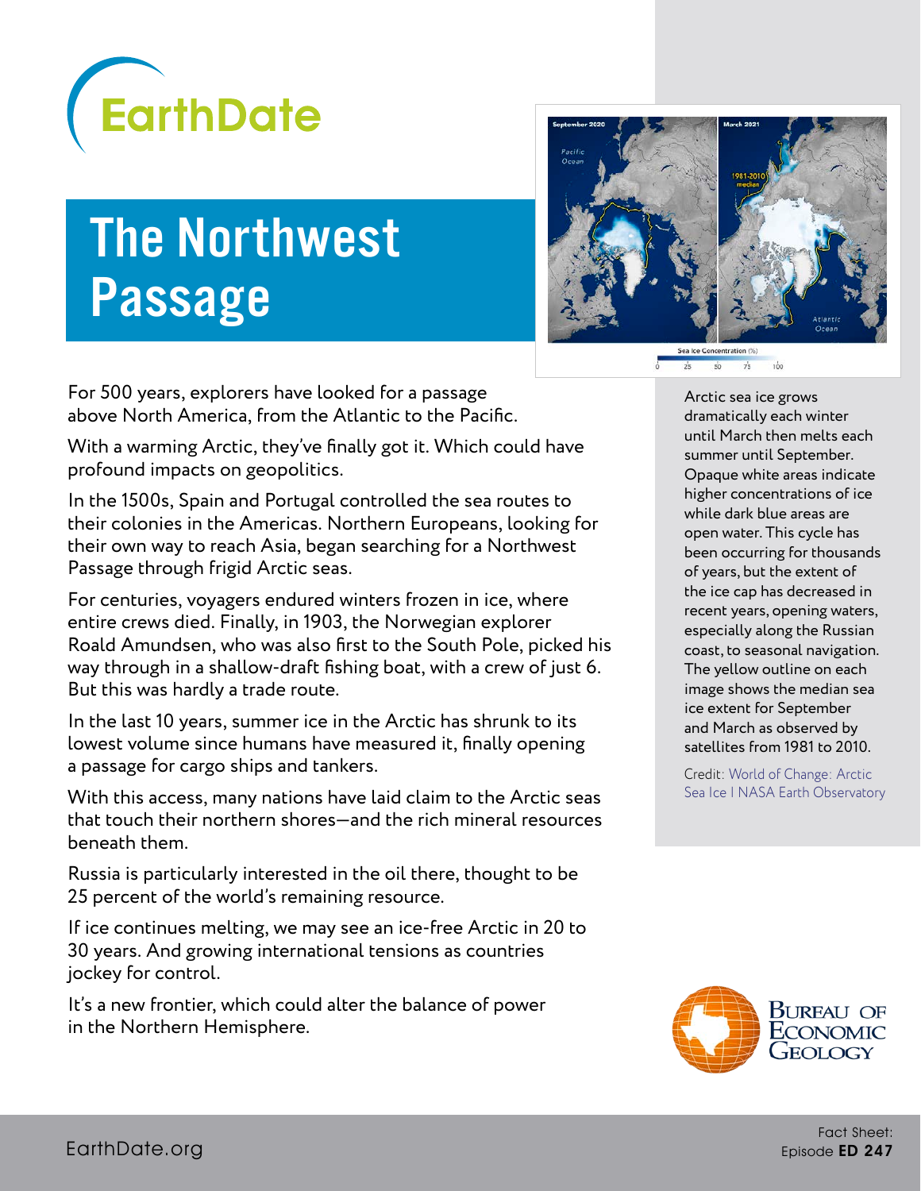# EarthDate

# The Northwest Passage

For 500 years, explorers have looked for a passage above North America, from the Atlantic to the Pacific.

With a warming Arctic, they've finally got it. Which could have profound impacts on geopolitics.

In the 1500s, Spain and Portugal controlled the sea routes to their colonies in the Americas. Northern Europeans, looking for their own way to reach Asia, began searching for a Northwest Passage through frigid Arctic seas.

For centuries, voyagers endured winters frozen in ice, where entire crews died. Finally, in 1903, the Norwegian explorer Roald Amundsen, who was also first to the South Pole, picked his way through in a shallow-draft fishing boat, with a crew of just 6. But this was hardly a trade route.

In the last 10 years, summer ice in the Arctic has shrunk to its lowest volume since humans have measured it, finally opening a passage for cargo ships and tankers.

With this access, many nations have laid claim to the Arctic seas that touch their northern shores—and the rich mineral resources beneath them.

Russia is particularly interested in the oil there, thought to be 25 percent of the world's remaining resource.

If ice continues melting, we may see an ice-free Arctic in 20 to 30 years. And growing international tensions as countries jockey for control.

It's a new frontier, which could alter the balance of power in the Northern Hemisphere.

Arctic sea ice grows dramatically each winter until March then melts each summer until September. Opaque white areas indicate higher concentrations of ice while dark blue areas are open water. This cycle has been occurring for thousands of years, but the extent of the ice cap has decreased in recent years, opening waters, especially along the Russian coast, to seasonal navigation. The yellow outline on each image shows the median sea ice extent for September and March as observed by satellites from 1981 to 2010.

Credit: World of Change: Arctic Sea Ice | NASA Earth Observatory

Bureau of Economic Geology

EarthDate.org

Fact Sheet: Episode **ED 247**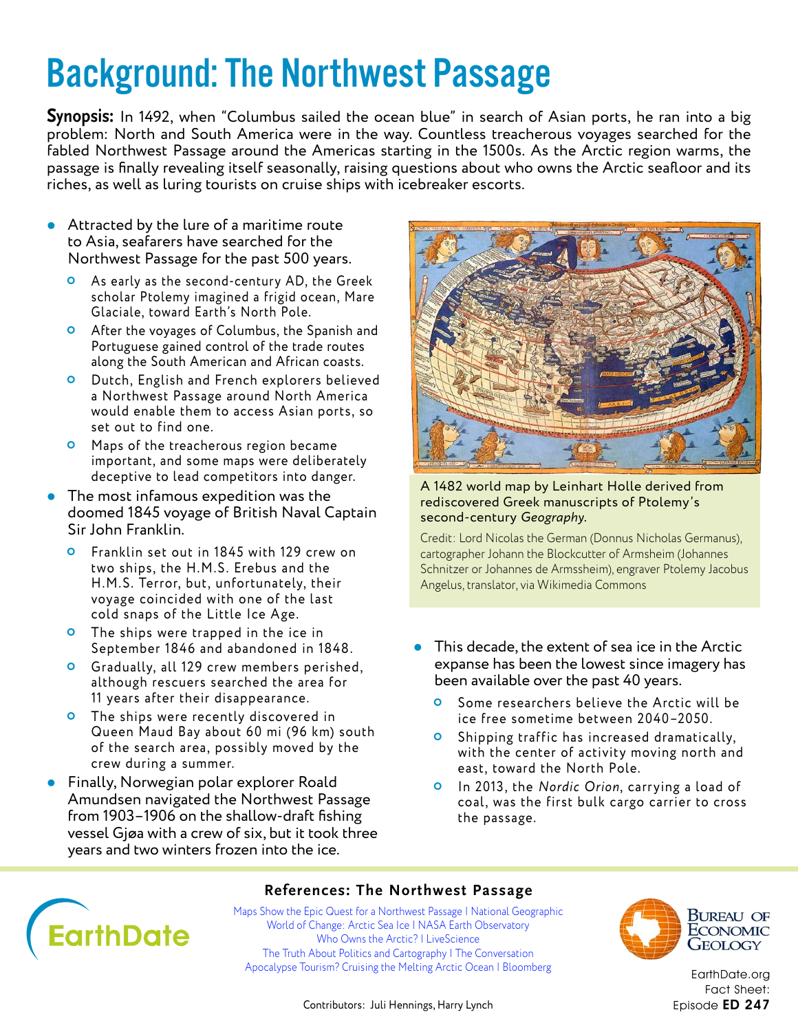# Background: The Northwest Passage

**Synopsis:** In 1492, when "Columbus sailed the ocean blue" in search of Asian ports, he ran into a big problem: North and South America were in the way. Countless treacherous voyages searched for the fabled Northwest Passage around the Americas starting in the 1500s. As the Arctic region warms, the passage is finally revealing itself seasonally, raising questions about who owns the Arctic seafloor and its riches, as well as luring tourists on cruise ships with icebreaker escorts.

- Attracted by the lure of a maritime route to Asia, seafarers have searched for the Northwest Passage for the past 500 years.
  - As early as the second-century AD, the Greek scholar Ptolemy imagined a frigid ocean, Mare Glaciale, toward Earth's North Pole.
  - After the voyages of Columbus, the Spanish and Portuguese gained control of the trade routes along the South American and African coasts.
  - Dutch, English and French explorers believed a Northwest Passage around North America would enable them to access Asian ports, so set out to find one.
  - Maps of the treacherous region became important, and some maps were deliberately deceptive to lead competitors into danger.
- The most infamous expedition was the doomed 1845 voyage of British Naval Captain Sir John Franklin.
  - Franklin set out in 1845 with 129 crew on two ships, the H.M.S. Erebus and the H.M.S. Terror, but, unfortunately, their voyage coincided with one of the last cold snaps of the Little Ice Age.
  - The ships were trapped in the ice in September 1846 and abandoned in 1848.
  - Gradually, all 129 crew members perished, although rescuers searched the area for 11 years after their disappearance.
  - The ships were recently discovered in Queen Maud Bay about 60 mi (96 km) south of the search area, possibly moved by the crew during a summer.
- Finally, Norwegian polar explorer Roald Amundsen navigated the Northwest Passage from 1903–1906 on the shallow-draft fishing vessel Gjøa with a crew of six, but it took three years and two winters frozen into the ice.

A 1482 world map by Leinhart Holle derived from rediscovered Greek manuscripts of Ptolemy's second-century *Geography*.

Credit: Lord Nicolas the German (Donnus Nicholas Germanus), cartographer Johann the Blockcutter of Armsheim (Johannes Schnitzer or Johannes de Armssheim), engraver Ptolemy Jacobus Angelus, translator, via Wikimedia Commons

- This decade, the extent of sea ice in the Arctic expanse has been the lowest since imagery has been available over the past 40 years.
  - Some researchers believe the Arctic will be ice free sometime between 2040–2050.
  - Shipping traffic has increased dramatically, with the center of activity moving north and east, toward the North Pole.
  - In 2013, the *Nordic Orion*, carrying a load of coal, was the first bulk cargo carrier to cross the passage.

## References: The Northwest Passage

Maps Show the Epic Quest for a Northwest Passage | National Geographic
World of Change: Arctic Sea Ice | NASA Earth Observatory
Who Owns the Arctic? | LiveScience
The Truth About Politics and Cartography | The Conversation
Apocalypse Tourism? Cruising the Melting Arctic Ocean | Bloomberg

Contributors: Juli Hennings, Harry Lynch

EarthDate.org Fact Sheet: Episode **ED 247**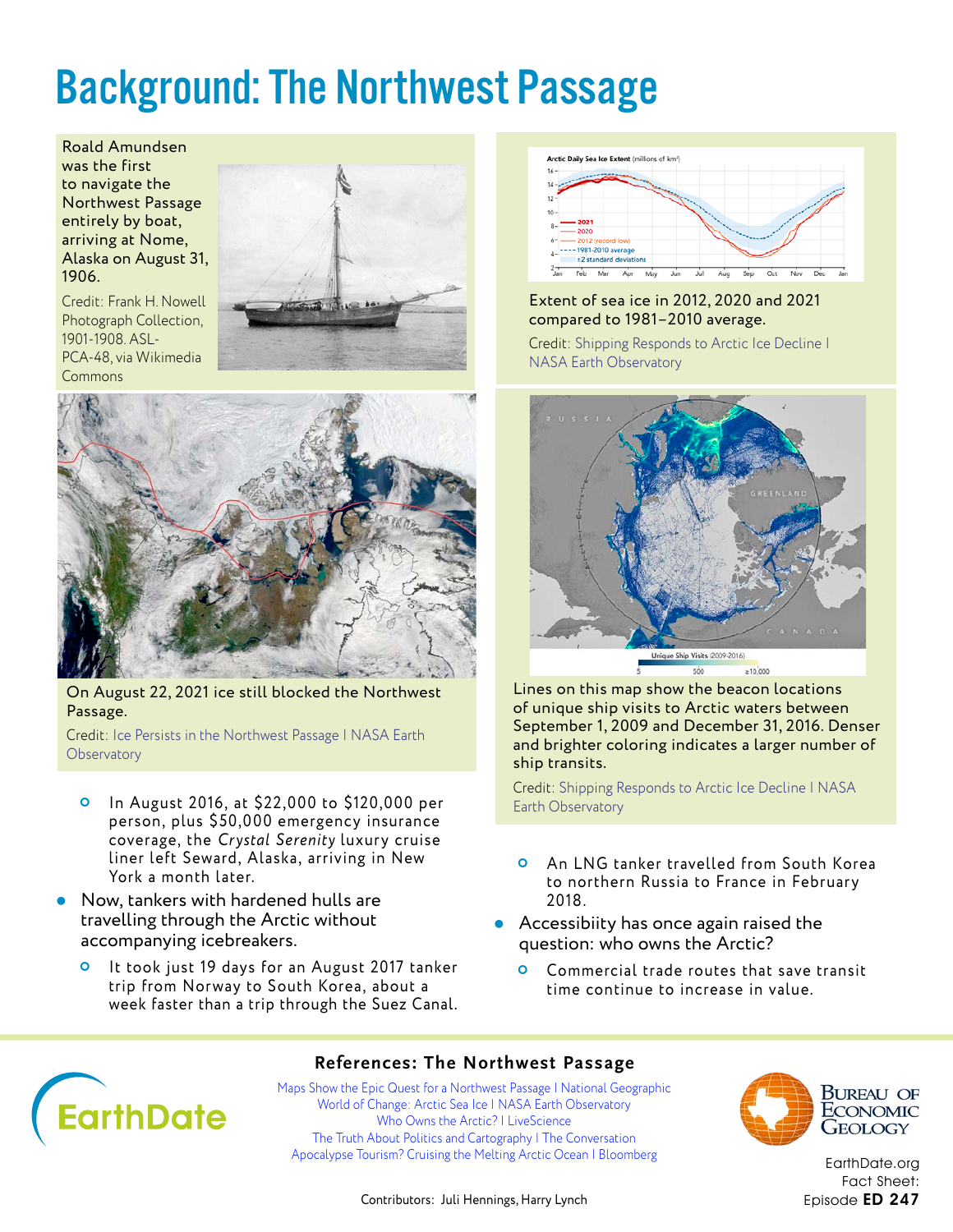# Background: The Northwest Passage

Roald Amundsen was the first to navigate the Northwest Passage entirely by boat, arriving at Nome, Alaska on August 31, 1906.

Credit: Frank H. Nowell Photograph Collection, 1901-1908. ASL-PCA-48, via Wikimedia Commons

On August 22, 2021 ice still blocked the Northwest Passage.

Credit: Ice Persists in the Northwest Passage | NASA Earth Observatory

Extent of sea ice in 2012, 2020 and 2021 compared to 1981–2010 average.

Credit: Shipping Responds to Arctic Ice Decline | NASA Earth Observatory

Lines on this map show the beacon locations of unique ship visits to Arctic waters between September 1, 2009 and December 31, 2016. Denser and brighter coloring indicates a larger number of ship transits.

Credit: Shipping Responds to Arctic Ice Decline | NASA Earth Observatory

- In August 2016, at $22,000 to $120,000 per person, plus $50,000 emergency insurance coverage, the *Crystal Serenity* luxury cruise liner left Seward, Alaska, arriving in New York a month later.
- Now, tankers with hardened hulls are travelling through the Arctic without accompanying icebreakers.
  - It took just 19 days for an August 2017 tanker trip from Norway to South Korea, about a week faster than a trip through the Suez Canal.
  - An LNG tanker travelled from South Korea to northern Russia to France in February 2018.
- Accessibiity has once again raised the question: who owns the Arctic?
  - Commercial trade routes that save transit time continue to increase in value.

## References: The Northwest Passage

Maps Show the Epic Quest for a Northwest Passage | National Geographic
World of Change: Arctic Sea Ice | NASA Earth Observatory
Who Owns the Arctic? | LiveScience
The Truth About Politics and Cartography | The Conversation
Apocalypse Tourism? Cruising the Melting Arctic Ocean | Bloomberg

Contributors: Juli Hennings, Harry Lynch

EarthDate.org
Fact Sheet:
Episode **ED 247**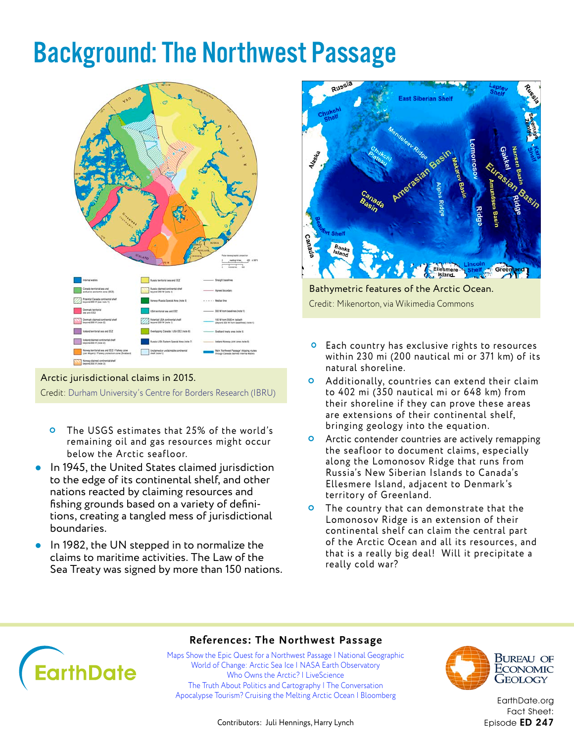# Background: The Northwest Passage

Arctic jurisdictional claims in 2015.

Credit: Durham University's Centre for Borders Research (IBRU)

- The USGS estimates that 25% of the world's remaining oil and gas resources might occur below the Arctic seafloor.
- In 1945, the United States claimed jurisdiction to the edge of its continental shelf, and other nations reacted by claiming resources and fishing grounds based on a variety of definitions, creating a tangled mess of jurisdictional boundaries.
- In 1982, the UN stepped in to normalize the claims to maritime activities. The Law of the Sea Treaty was signed by more than 150 nations.

Bathymetric features of the Arctic Ocean.

Credit: Mikenorton, via Wikimedia Commons

- Each country has exclusive rights to resources within 230 mi (200 nautical mi or 371 km) of its natural shoreline.
- Additionally, countries can extend their claim to 402 mi (350 nautical mi or 648 km) from their shoreline if they can prove these areas are extensions of their continental shelf, bringing geology into the equation.
- Arctic contender countries are actively remapping the seafloor to document claims, especially along the Lomonosov Ridge that runs from Russia's New Siberian Islands to Canada's Ellesmere Island, adjacent to Denmark's territory of Greenland.
- The country that can demonstrate that the Lomonosov Ridge is an extension of their continental shelf can claim the central part of the Arctic Ocean and all its resources, and that is a really big deal! Will it precipitate a really cold war?

## References: The Northwest Passage

Maps Show the Epic Quest for a Northwest Passage | National Geographic
World of Change: Arctic Sea Ice | NASA Earth Observatory
Who Owns the Arctic? | LiveScience
The Truth About Politics and Cartography | The Conversation
Apocalypse Tourism? Cruising the Melting Arctic Ocean | Bloomberg

Contributors: Juli Hennings, Harry Lynch

EarthDate.org
Fact Sheet:
Episode **ED 247**